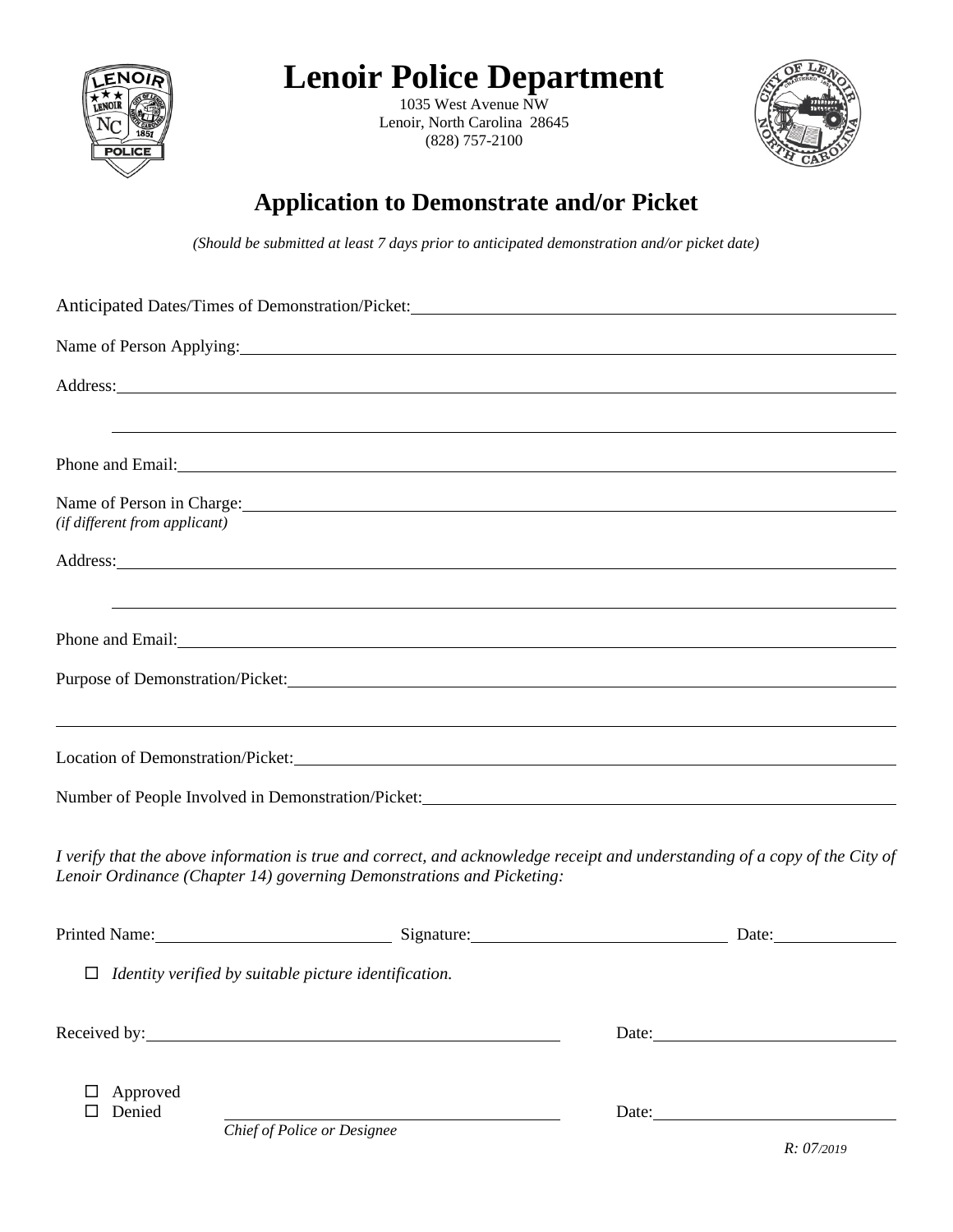# Lenoir Police Department

1035 West Avenue NW
Lenoir, North Carolina 28645
(828) 757-2100

## Application to Demonstrate and/or Picket

*(Should be submitted at least 7 days prior to anticipated demonstration and/or picket date)*

Anticipated Dates/Times of Demonstration/Picket: ______________________________

Name of Person Applying: ______________________________

Address: ______________________________

______________________________

Phone and Email: ______________________________

Name of Person in Charge: ______________________________
*(if different from applicant)*

Address: ______________________________

______________________________

Phone and Email: ______________________________

Purpose of Demonstration/Picket: ______________________________

______________________________

Location of Demonstration/Picket: ______________________________

Number of People Involved in Demonstration/Picket: ______________________________

*I verify that the above information is true and correct, and acknowledge receipt and understanding of a copy of the City of Lenoir Ordinance (Chapter 14) governing Demonstrations and Picketing:*

Printed Name: ____________________ Signature: ____________________ Date: __________

☐ *Identity verified by suitable picture identification.*

Received by: ______________________________ Date: ____________________

☐ Approved
☐ Denied ______________________________ Date: ____________________
*Chief of Police or Designee*

*R: 07/2019*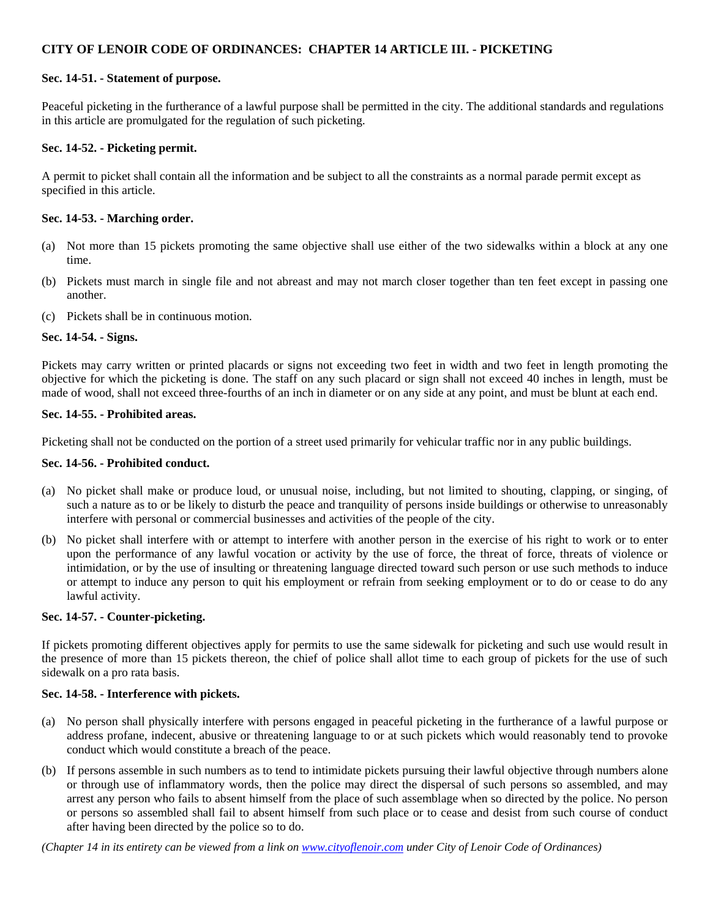# CITY OF LENOIR CODE OF ORDINANCES: CHAPTER 14 ARTICLE III. - PICKETING

### Sec. 14-51. - Statement of purpose.

Peaceful picketing in the furtherance of a lawful purpose shall be permitted in the city. The additional standards and regulations in this article are promulgated for the regulation of such picketing.

### Sec. 14-52. - Picketing permit.

A permit to picket shall contain all the information and be subject to all the constraints as a normal parade permit except as specified in this article.

### Sec. 14-53. - Marching order.

(a) Not more than 15 pickets promoting the same objective shall use either of the two sidewalks within a block at any one time.

(b) Pickets must march in single file and not abreast and may not march closer together than ten feet except in passing one another.

(c) Pickets shall be in continuous motion.

### Sec. 14-54. - Signs.

Pickets may carry written or printed placards or signs not exceeding two feet in width and two feet in length promoting the objective for which the picketing is done. The staff on any such placard or sign shall not exceed 40 inches in length, must be made of wood, shall not exceed three-fourths of an inch in diameter or on any side at any point, and must be blunt at each end.

### Sec. 14-55. - Prohibited areas.

Picketing shall not be conducted on the portion of a street used primarily for vehicular traffic nor in any public buildings.

### Sec. 14-56. - Prohibited conduct.

(a) No picket shall make or produce loud, or unusual noise, including, but not limited to shouting, clapping, or singing, of such a nature as to or be likely to disturb the peace and tranquility of persons inside buildings or otherwise to unreasonably interfere with personal or commercial businesses and activities of the people of the city.

(b) No picket shall interfere with or attempt to interfere with another person in the exercise of his right to work or to enter upon the performance of any lawful vocation or activity by the use of force, the threat of force, threats of violence or intimidation, or by the use of insulting or threatening language directed toward such person or use such methods to induce or attempt to induce any person to quit his employment or refrain from seeking employment or to do or cease to do any lawful activity.

### Sec. 14-57. - Counter-picketing.

If pickets promoting different objectives apply for permits to use the same sidewalk for picketing and such use would result in the presence of more than 15 pickets thereon, the chief of police shall allot time to each group of pickets for the use of such sidewalk on a pro rata basis.

### Sec. 14-58. - Interference with pickets.

(a) No person shall physically interfere with persons engaged in peaceful picketing in the furtherance of a lawful purpose or address profane, indecent, abusive or threatening language to or at such pickets which would reasonably tend to provoke conduct which would constitute a breach of the peace.

(b) If persons assemble in such numbers as to tend to intimidate pickets pursuing their lawful objective through numbers alone or through use of inflammatory words, then the police may direct the dispersal of such persons so assembled, and may arrest any person who fails to absent himself from the place of such assemblage when so directed by the police. No person or persons so assembled shall fail to absent himself from such place or to cease and desist from such course of conduct after having been directed by the police so to do.

*(Chapter 14 in its entirety can be viewed from a link on [www.cityoflenoir.com](http://www.cityoflenoir.com) under City of Lenoir Code of Ordinances)*